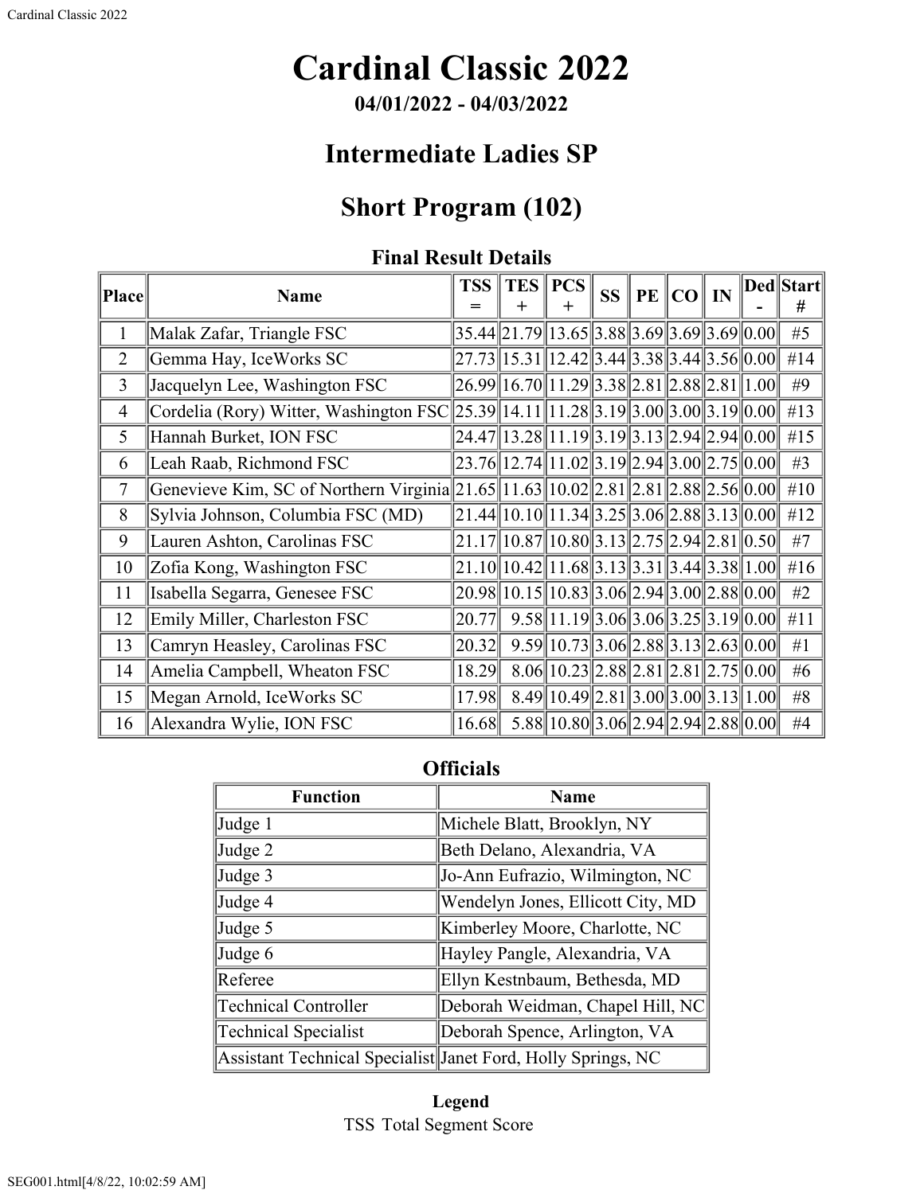# Cardinal Classic 2022

**04/01/2022 - 04/03/2022**

## Intermediate Ladies SP

## Short Program (102)

### Final Result Details

| Place | Name | TSS = | TES + | PCS + | SS | PE | CO | IN | Ded - | Start # |
|---|---|---|---|---|---|---|---|---|---|---|
| 1 | Malak Zafar, Triangle FSC | 35.44 | 21.79 | 13.65 | 3.88 | 3.69 | 3.69 | 3.69 | 0.00 | #5 |
| 2 | Gemma Hay, IceWorks SC | 27.73 | 15.31 | 12.42 | 3.44 | 3.38 | 3.44 | 3.56 | 0.00 | #14 |
| 3 | Jacquelyn Lee, Washington FSC | 26.99 | 16.70 | 11.29 | 3.38 | 2.81 | 2.88 | 2.81 | 1.00 | #9 |
| 4 | Cordelia (Rory) Witter, Washington FSC | 25.39 | 14.11 | 11.28 | 3.19 | 3.00 | 3.00 | 3.19 | 0.00 | #13 |
| 5 | Hannah Burket, ION FSC | 24.47 | 13.28 | 11.19 | 3.19 | 3.13 | 2.94 | 2.94 | 0.00 | #15 |
| 6 | Leah Raab, Richmond FSC | 23.76 | 12.74 | 11.02 | 3.19 | 2.94 | 3.00 | 2.75 | 0.00 | #3 |
| 7 | Genevieve Kim, SC of Northern Virginia | 21.65 | 11.63 | 10.02 | 2.81 | 2.81 | 2.88 | 2.56 | 0.00 | #10 |
| 8 | Sylvia Johnson, Columbia FSC (MD) | 21.44 | 10.10 | 11.34 | 3.25 | 3.06 | 2.88 | 3.13 | 0.00 | #12 |
| 9 | Lauren Ashton, Carolinas FSC | 21.17 | 10.87 | 10.80 | 3.13 | 2.75 | 2.94 | 2.81 | 0.50 | #7 |
| 10 | Zofia Kong, Washington FSC | 21.10 | 10.42 | 11.68 | 3.13 | 3.31 | 3.44 | 3.38 | 1.00 | #16 |
| 11 | Isabella Segarra, Genesee FSC | 20.98 | 10.15 | 10.83 | 3.06 | 2.94 | 3.00 | 2.88 | 0.00 | #2 |
| 12 | Emily Miller, Charleston FSC | 20.77 | 9.58 | 11.19 | 3.06 | 3.06 | 3.25 | 3.19 | 0.00 | #11 |
| 13 | Camryn Heasley, Carolinas FSC | 20.32 | 9.59 | 10.73 | 3.06 | 2.88 | 3.13 | 2.63 | 0.00 | #1 |
| 14 | Amelia Campbell, Wheaton FSC | 18.29 | 8.06 | 10.23 | 2.88 | 2.81 | 2.81 | 2.75 | 0.00 | #6 |
| 15 | Megan Arnold, IceWorks SC | 17.98 | 8.49 | 10.49 | 2.81 | 3.00 | 3.00 | 3.13 | 1.00 | #8 |
| 16 | Alexandra Wylie, ION FSC | 16.68 | 5.88 | 10.80 | 3.06 | 2.94 | 2.94 | 2.88 | 0.00 | #4 |

### Officials

| Function | Name |
|---|---|
| Judge 1 | Michele Blatt, Brooklyn, NY |
| Judge 2 | Beth Delano, Alexandria, VA |
| Judge 3 | Jo-Ann Eufrazio, Wilmington, NC |
| Judge 4 | Wendelyn Jones, Ellicott City, MD |
| Judge 5 | Kimberley Moore, Charlotte, NC |
| Judge 6 | Hayley Pangle, Alexandria, VA |
| Referee | Ellyn Kestnbaum, Bethesda, MD |
| Technical Controller | Deborah Weidman, Chapel Hill, NC |
| Technical Specialist | Deborah Spence, Arlington, VA |
| Assistant Technical Specialist | Janet Ford, Holly Springs, NC |

**Legend**

TSS Total Segment Score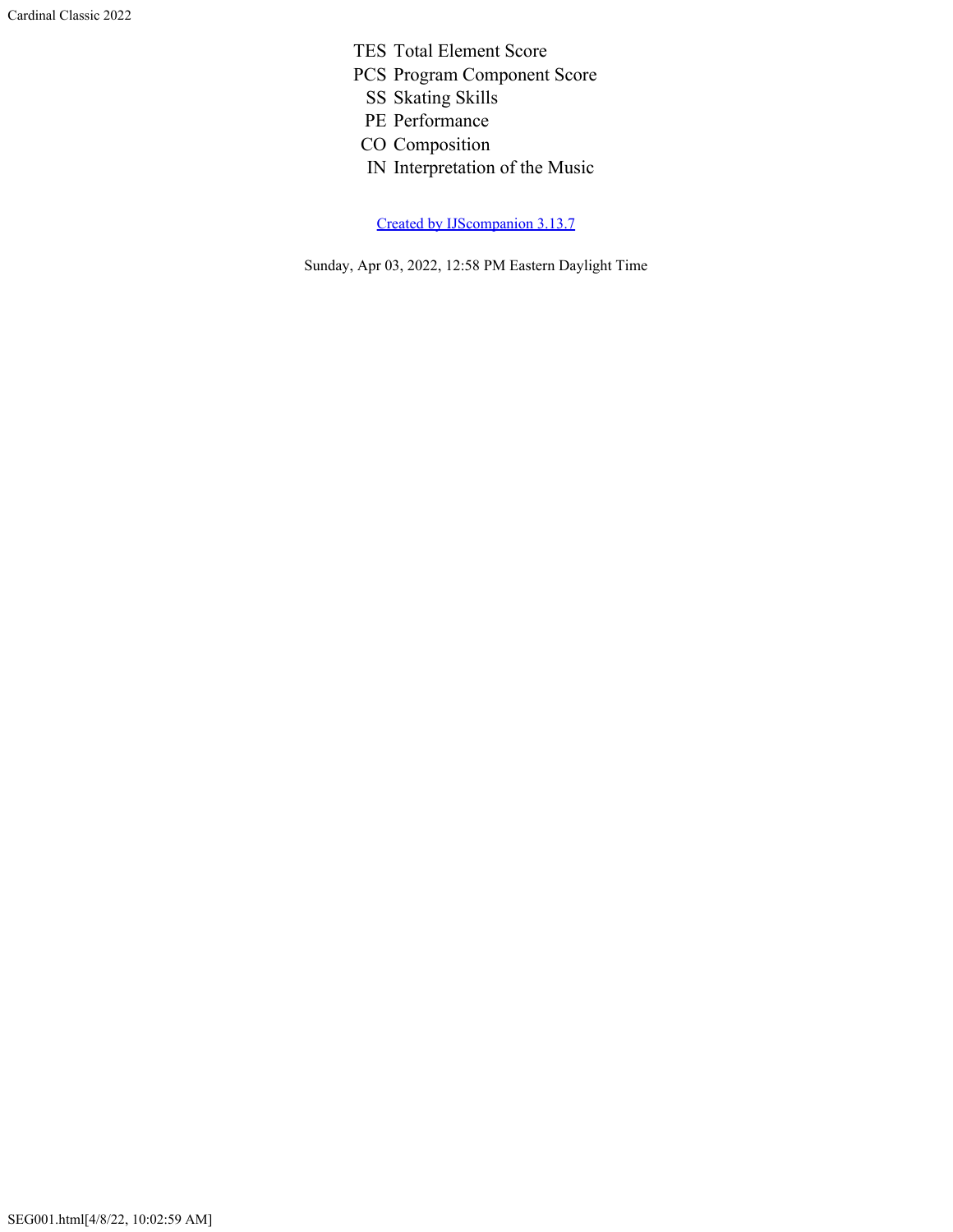| | |
|---|---|
| TES | Total Element Score |
| PCS | Program Component Score |
| SS | Skating Skills |
| PE | Performance |
| CO | Composition |
| IN | Interpretation of the Music |

Created by IJScompanion 3.13.7

Sunday, Apr 03, 2022, 12:58 PM Eastern Daylight Time